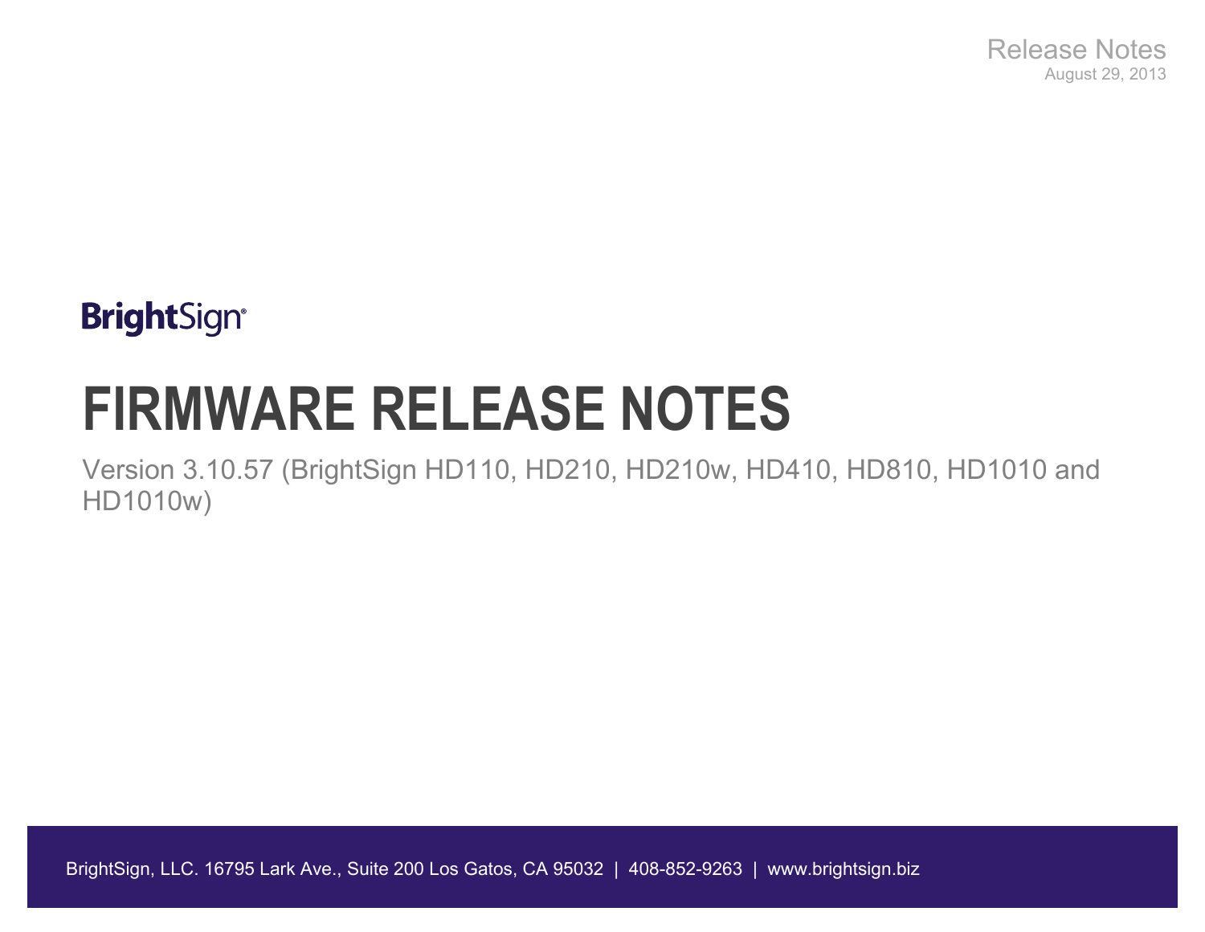Release Notes
August 29, 2013

BrightSign®

# FIRMWARE RELEASE NOTES

Version 3.10.57 (BrightSign HD110, HD210, HD210w, HD410, HD810, HD1010 and HD1010w)

BrightSign, LLC. 16795 Lark Ave., Suite 200 Los Gatos, CA 95032 | 408-852-9263 | www.brightsign.biz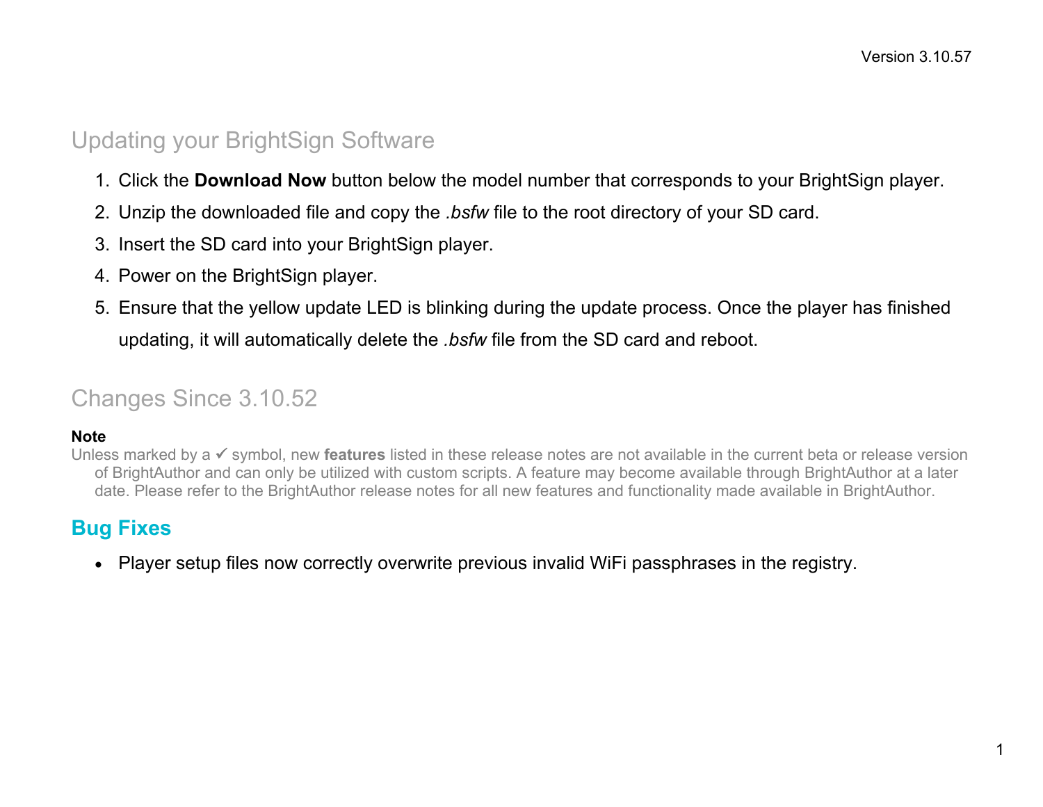Version 3.10.57

## Updating your BrightSign Software

1. Click the **Download Now** button below the model number that corresponds to your BrightSign player.
2. Unzip the downloaded file and copy the *.bsfw* file to the root directory of your SD card.
3. Insert the SD card into your BrightSign player.
4. Power on the BrightSign player.
5. Ensure that the yellow update LED is blinking during the update process. Once the player has finished updating, it will automatically delete the *.bsfw* file from the SD card and reboot.

## Changes Since 3.10.52

**Note**

Unless marked by a ✓ symbol, new **features** listed in these release notes are not available in the current beta or release version of BrightAuthor and can only be utilized with custom scripts. A feature may become available through BrightAuthor at a later date. Please refer to the BrightAuthor release notes for all new features and functionality made available in BrightAuthor.

### Bug Fixes

- Player setup files now correctly overwrite previous invalid WiFi passphrases in the registry.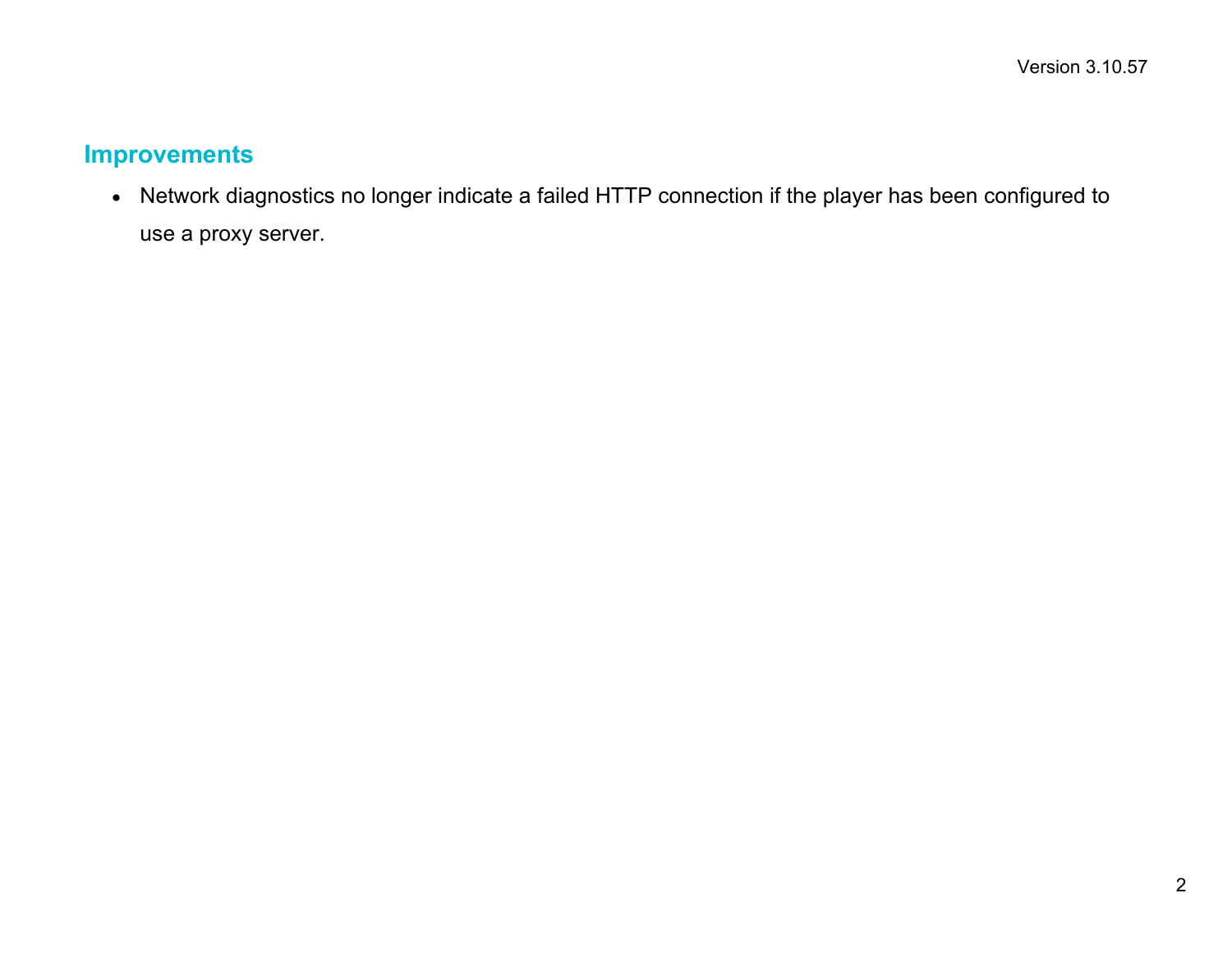## Improvements

- Network diagnostics no longer indicate a failed HTTP connection if the player has been configured to use a proxy server.